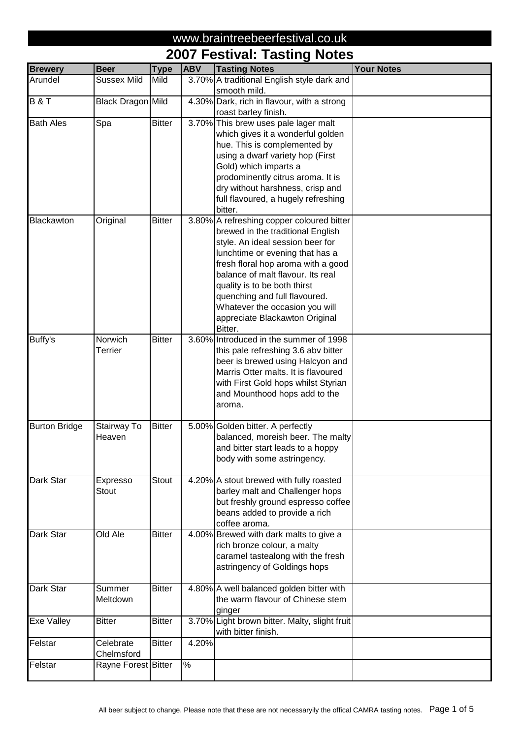www.braintreebeerfestival.co.uk

# 2007 Festival: Tasting Notes

| Brewery | Beer | Type | ABV | Tasting Notes | Your Notes |
|---|---|---|---|---|---|
| Arundel | Sussex Mild | Mild | 3.70% | A traditional English style dark and smooth mild. | |
| B & T | Black Dragon | Mild | 4.30% | Dark, rich in flavour, with a strong roast barley finish. | |
| Bath Ales | Spa | Bitter | 3.70% | This brew uses pale lager malt which gives it a wonderful golden hue. This is complemented by using a dwarf variety hop (First Gold) which imparts a prodominently citrus aroma. It is dry without harshness, crisp and full flavoured, a hugely refreshing bitter. | |
| Blackawton | Original | Bitter | 3.80% | A refreshing copper coloured bitter brewed in the traditional English style. An ideal session beer for lunchtime or evening that has a fresh floral hop aroma with a good balance of malt flavour. Its real quality is to be both thirst quenching and full flavoured. Whatever the occasion you will appreciate Blackawton Original Bitter. | |
| Buffy's | Norwich Terrier | Bitter | 3.60% | Introduced in the summer of 1998 this pale refreshing 3.6 abv bitter beer is brewed using Halcyon and Marris Otter malts. It is flavoured with First Gold hops whilst Styrian and Mounthood hops add to the aroma. | |
| Burton Bridge | Stairway To Heaven | Bitter | 5.00% | Golden bitter. A perfectly balanced, moreish beer. The malty and bitter start leads to a hoppy body with some astringency. | |
| Dark Star | Expresso Stout | Stout | 4.20% | A stout brewed with fully roasted barley malt and Challenger hops but freshly ground espresso coffee beans added to provide a rich coffee aroma. | |
| Dark Star | Old Ale | Bitter | 4.00% | Brewed with dark malts to give a rich bronze colour, a malty caramel tastealong with the fresh astringency of Goldings hops | |
| Dark Star | Summer Meltdown | Bitter | 4.80% | A well balanced golden bitter with the warm flavour of Chinese stem ginger | |
| Exe Valley | Bitter | Bitter | 3.70% | Light brown bitter. Malty, slight fruit with bitter finish. | |
| Felstar | Celebrate Chelmsford | Bitter | 4.20% | | |
| Felstar | Rayne Forest | Bitter | % | | |

All beer subject to change. Please note that these are not necessaryily the offical CAMRA tasting notes.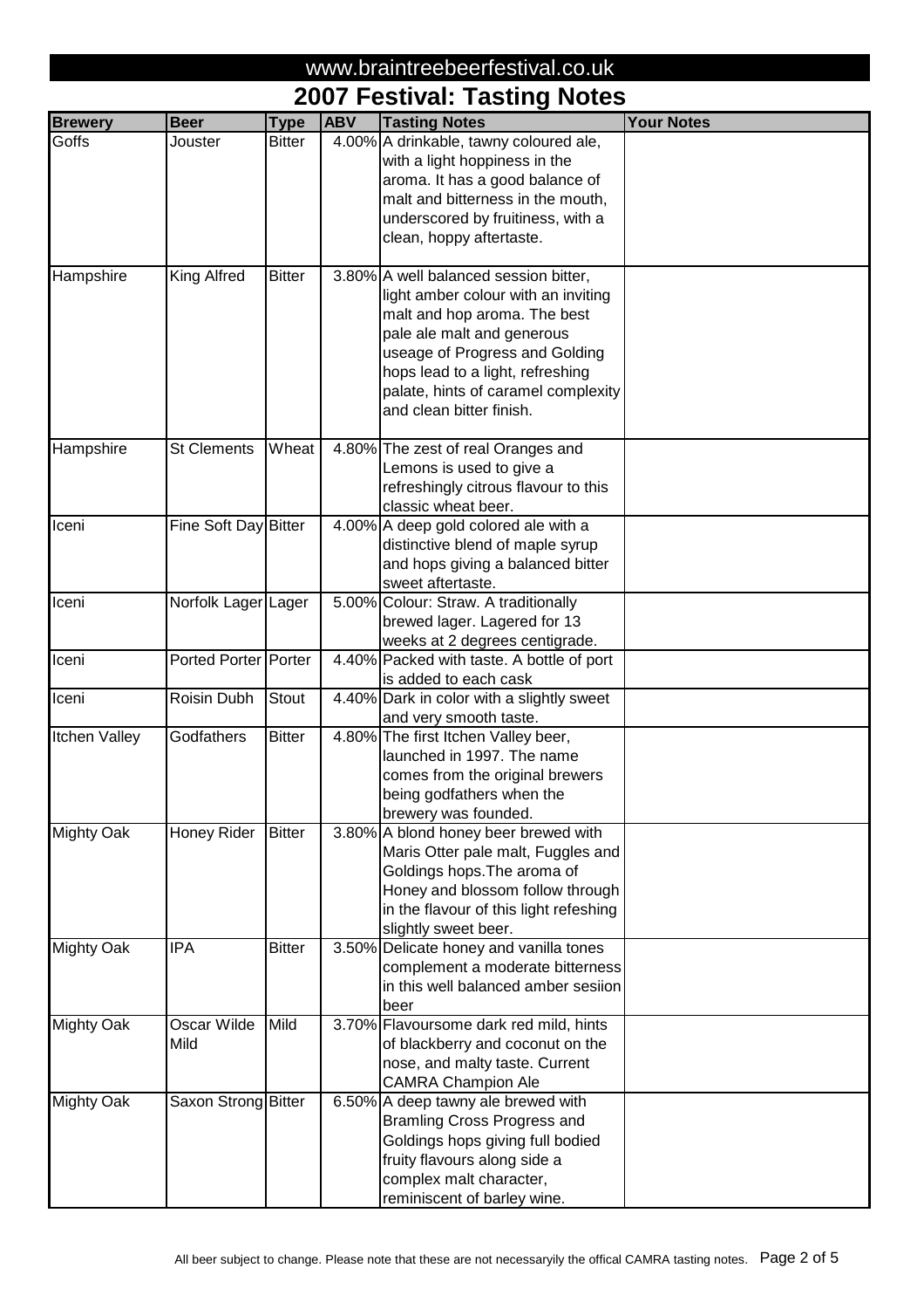www.braintreebeerfestival.co.uk

# 2007 Festival: Tasting Notes

| Brewery | Beer | Type | ABV | Tasting Notes | Your Notes |
|---|---|---|---|---|---|
| Goffs | Jouster | Bitter | 4.00% | A drinkable, tawny coloured ale, with a light hoppiness in the aroma. It has a good balance of malt and bitterness in the mouth, underscored by fruitiness, with a clean, hoppy aftertaste. | |
| Hampshire | King Alfred | Bitter | 3.80% | A well balanced session bitter, light amber colour with an inviting malt and hop aroma. The best pale ale malt and generous useage of Progress and Golding hops lead to a light, refreshing palate, hints of caramel complexity and clean bitter finish. | |
| Hampshire | St Clements | Wheat | 4.80% | The zest of real Oranges and Lemons is used to give a refreshingly citrous flavour to this classic wheat beer. | |
| Iceni | Fine Soft Day | Bitter | 4.00% | A deep gold colored ale with a distinctive blend of maple syrup and hops giving a balanced bitter sweet aftertaste. | |
| Iceni | Norfolk Lager | Lager | 5.00% | Colour: Straw. A traditionally brewed lager. Lagered for 13 weeks at 2 degrees centigrade. | |
| Iceni | Ported Porter | Porter | 4.40% | Packed with taste. A bottle of port is added to each cask | |
| Iceni | Roisin Dubh | Stout | 4.40% | Dark in color with a slightly sweet and very smooth taste. | |
| Itchen Valley | Godfathers | Bitter | 4.80% | The first Itchen Valley beer, launched in 1997. The name comes from the original brewers being godfathers when the brewery was founded. | |
| Mighty Oak | Honey Rider | Bitter | 3.80% | A blond honey beer brewed with Maris Otter pale malt, Fuggles and Goldings hops.The aroma of Honey and blossom follow through in the flavour of this light refeshing slightly sweet beer. | |
| Mighty Oak | IPA | Bitter | 3.50% | Delicate honey and vanilla tones complement a moderate bitterness in this well balanced amber sesiion beer | |
| Mighty Oak | Oscar Wilde Mild | Mild | 3.70% | Flavoursome dark red mild, hints of blackberry and coconut on the nose, and malty taste. Current CAMRA Champion Ale | |
| Mighty Oak | Saxon Strong | Bitter | 6.50% | A deep tawny ale brewed with Bramling Cross Progress and Goldings hops giving full bodied fruity flavours along side a complex malt character, reminiscent of barley wine. | |

All beer subject to change. Please note that these are not necessaryily the offical CAMRA tasting notes.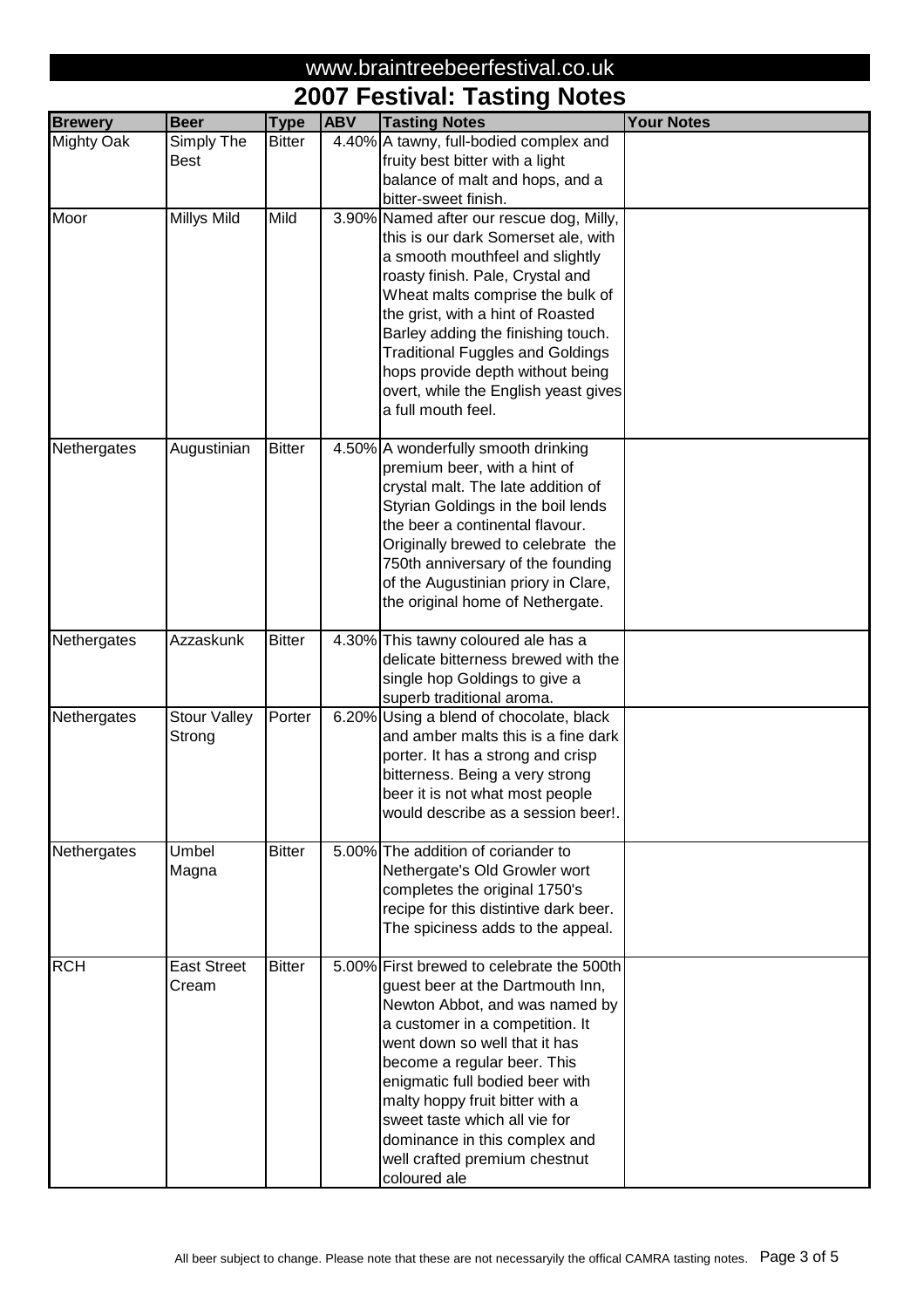www.braintreebeerfestival.co.uk

# 2007 Festival: Tasting Notes

| Brewery | Beer | Type | ABV | Tasting Notes | Your Notes |
|---|---|---|---|---|---|
| Mighty Oak | Simply The Best | Bitter | 4.40% | A tawny, full-bodied complex and fruity best bitter with a light balance of malt and hops, and a bitter-sweet finish. | |
| Moor | Millys Mild | Mild | 3.90% | Named after our rescue dog, Milly, this is our dark Somerset ale, with a smooth mouthfeel and slightly roasty finish. Pale, Crystal and Wheat malts comprise the bulk of the grist, with a hint of Roasted Barley adding the finishing touch. Traditional Fuggles and Goldings hops provide depth without being overt, while the English yeast gives a full mouth feel. | |
| Nethergates | Augustinian | Bitter | 4.50% | A wonderfully smooth drinking premium beer, with a hint of crystal malt. The late addition of Styrian Goldings in the boil lends the beer a continental flavour. Originally brewed to celebrate the 750th anniversary of the founding of the Augustinian priory in Clare, the original home of Nethergate. | |
| Nethergates | Azzaskunk | Bitter | 4.30% | This tawny coloured ale has a delicate bitterness brewed with the single hop Goldings to give a superb traditional aroma. | |
| Nethergates | Stour Valley Strong | Porter | 6.20% | Using a blend of chocolate, black and amber malts this is a fine dark porter. It has a strong and crisp bitterness. Being a very strong beer it is not what most people would describe as a session beer!. | |
| Nethergates | Umbel Magna | Bitter | 5.00% | The addition of coriander to Nethergate's Old Growler wort completes the original 1750's recipe for this distintive dark beer. The spiciness adds to the appeal. | |
| RCH | East Street Cream | Bitter | 5.00% | First brewed to celebrate the 500th guest beer at the Dartmouth Inn, Newton Abbot, and was named by a customer in a competition. It went down so well that it has become a regular beer. This enigmatic full bodied beer with malty hoppy fruit bitter with a sweet taste which all vie for dominance in this complex and well crafted premium chestnut coloured ale | |

All beer subject to change. Please note that these are not necessaryily the offical CAMRA tasting notes.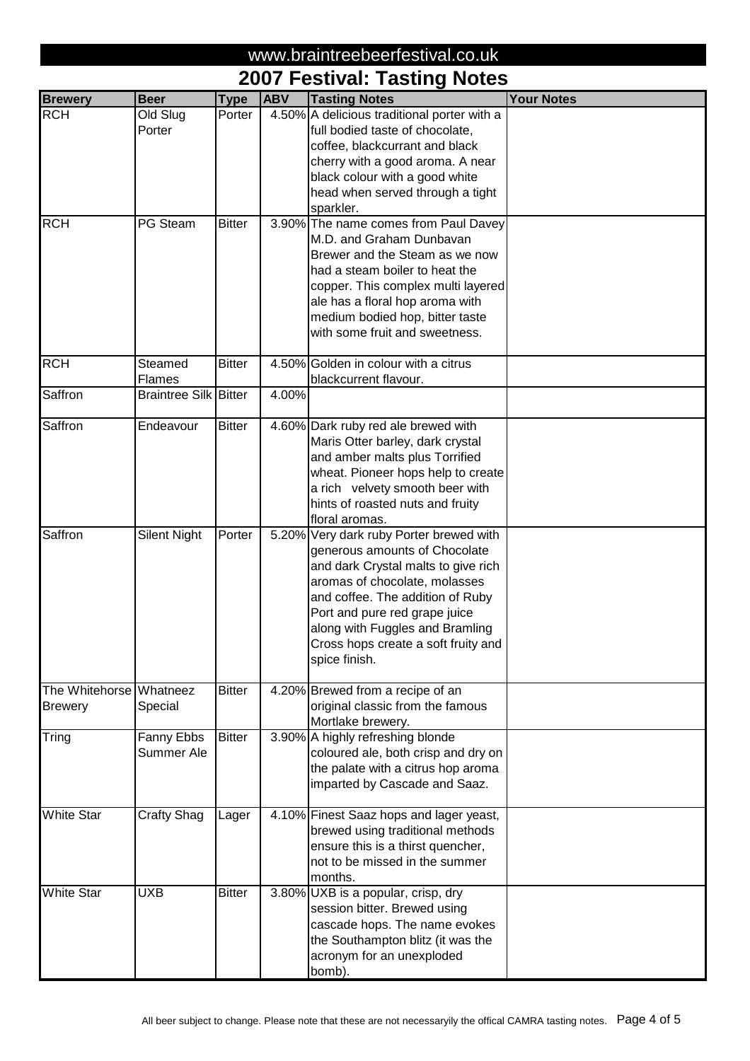www.braintreebeerfestival.co.uk

# 2007 Festival: Tasting Notes

| Brewery | Beer | Type | ABV | Tasting Notes | Your Notes |
|---|---|---|---|---|---|
| RCH | Old Slug Porter | Porter | 4.50% | A delicious traditional porter with a full bodied taste of chocolate, coffee, blackcurrant and black cherry with a good aroma. A near black colour with a good white head when served through a tight sparkler. | |
| RCH | PG Steam | Bitter | 3.90% | The name comes from Paul Davey M.D. and Graham Dunbavan Brewer and the Steam as we now had a steam boiler to heat the copper. This complex multi layered ale has a floral hop aroma with medium bodied hop, bitter taste with some fruit and sweetness. | |
| RCH | Steamed Flames | Bitter | 4.50% | Golden in colour with a citrus blackcurrent flavour. | |
| Saffron | Braintree Silk | Bitter | 4.00% | | |
| Saffron | Endeavour | Bitter | 4.60% | Dark ruby red ale brewed with Maris Otter barley, dark crystal and amber malts plus Torrified wheat. Pioneer hops help to create a rich velvety smooth beer with hints of roasted nuts and fruity floral aromas. | |
| Saffron | Silent Night | Porter | 5.20% | Very dark ruby Porter brewed with generous amounts of Chocolate and dark Crystal malts to give rich aromas of chocolate, molasses and coffee. The addition of Ruby Port and pure red grape juice along with Fuggles and Bramling Cross hops create a soft fruity and spice finish. | |
| The Whitehorse Brewery | Whatneez Special | Bitter | 4.20% | Brewed from a recipe of an original classic from the famous Mortlake brewery. | |
| Tring | Fanny Ebbs Summer Ale | Bitter | 3.90% | A highly refreshing blonde coloured ale, both crisp and dry on the palate with a citrus hop aroma imparted by Cascade and Saaz. | |
| White Star | Crafty Shag | Lager | 4.10% | Finest Saaz hops and lager yeast, brewed using traditional methods ensure this is a thirst quencher, not to be missed in the summer months. | |
| White Star | UXB | Bitter | 3.80% | UXB is a popular, crisp, dry session bitter. Brewed using cascade hops. The name evokes the Southampton blitz (it was the acronym for an unexploded bomb). | |

All beer subject to change. Please note that these are not necessaryily the offical CAMRA tasting notes.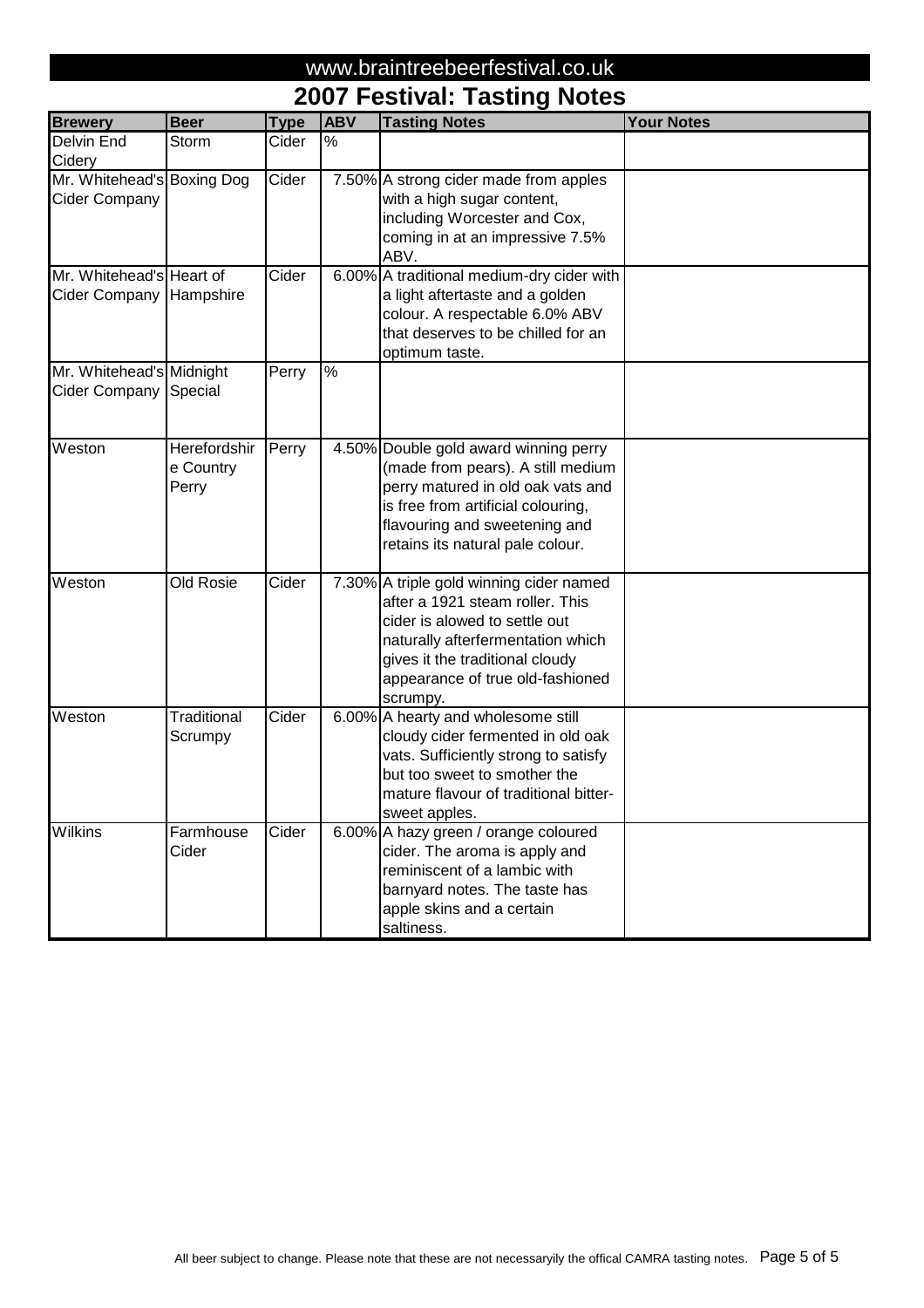www.braintreebeerfestival.co.uk

# 2007 Festival: Tasting Notes

| Brewery | Beer | Type | ABV | Tasting Notes | Your Notes |
|---|---|---|---|---|---|
| Delvin End Cidery | Storm | Cider | % | | |
| Mr. Whitehead's Cider Company | Boxing Dog | Cider | 7.50% | A strong cider made from apples with a high sugar content, including Worcester and Cox, coming in at an impressive 7.5% ABV. | |
| Mr. Whitehead's Cider Company | Heart of Hampshire | Cider | 6.00% | A traditional medium-dry cider with a light aftertaste and a golden colour. A respectable 6.0% ABV that deserves to be chilled for an optimum taste. | |
| Mr. Whitehead's Cider Company | Midnight Special | Perry | % | | |
| Weston | Herefordshire Country Perry | Perry | 4.50% | Double gold award winning perry (made from pears). A still medium perry matured in old oak vats and is free from artificial colouring, flavouring and sweetening and retains its natural pale colour. | |
| Weston | Old Rosie | Cider | 7.30% | A triple gold winning cider named after a 1921 steam roller. This cider is alowed to settle out naturally afterfermentation which gives it the traditional cloudy appearance of true old-fashioned scrumpy. | |
| Weston | Traditional Scrumpy | Cider | 6.00% | A hearty and wholesome still cloudy cider fermented in old oak vats. Sufficiently strong to satisfy but too sweet to smother the mature flavour of traditional bitter-sweet apples. | |
| Wilkins | Farmhouse Cider | Cider | 6.00% | A hazy green / orange coloured cider. The aroma is apply and reminiscent of a lambic with barnyard notes. The taste has apple skins and a certain saltiness. | |

All beer subject to change. Please note that these are not necessaryily the offical CAMRA tasting notes.